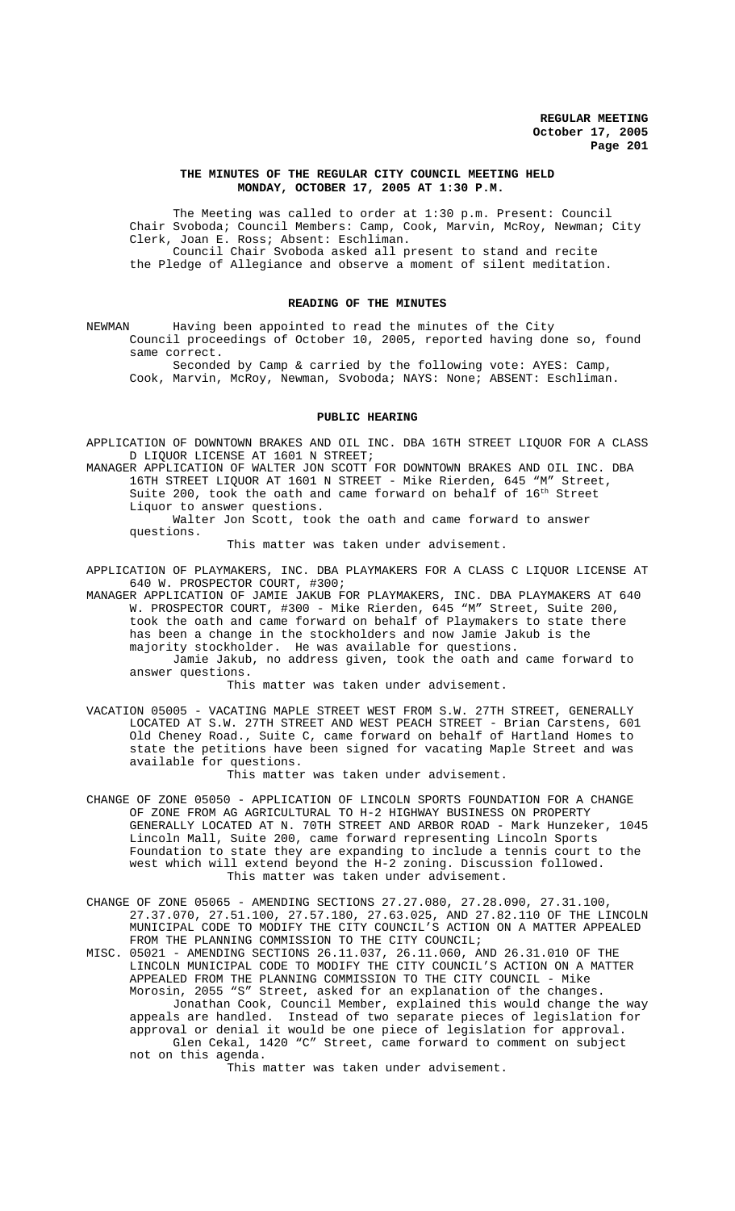**THE MINUTES OF THE REGULAR CITY COUNCIL MEETING HELD MONDAY, OCTOBER 17, 2005 AT 1:30 P.M.**

The Meeting was called to order at 1:30 p.m. Present: Council Chair Svoboda; Council Members: Camp, Cook, Marvin, McRoy, Newman; City Clerk, Joan E. Ross; Absent: Eschliman.

Council Chair Svoboda asked all present to stand and recite the Pledge of Allegiance and observe a moment of silent meditation.

**READING OF THE MINUTES**

NEWMAN Having been appointed to read the minutes of the City Council proceedings of October 10, 2005, reported having done so, found same correct.

Seconded by Camp & carried by the following vote: AYES: Camp, Cook, Marvin, McRoy, Newman, Svoboda; NAYS: None; ABSENT: Eschliman.

**PUBLIC HEARING**

APPLICATION OF DOWNTOWN BRAKES AND OIL INC. DBA 16TH STREET LIQUOR FOR A CLASS D LIQUOR LICENSE AT 1601 N STREET;

MANAGER APPLICATION OF WALTER JON SCOTT FOR DOWNTOWN BRAKES AND OIL INC. DBA 16TH STREET LIQUOR AT 1601 N STREET - Mike Rierden, 645 "M" Street, Suite 200, took the oath and came forward on behalf of 16th Street Liquor to answer questions.

Walter Jon Scott, took the oath and came forward to answer questions.

This matter was taken under advisement.

APPLICATION OF PLAYMAKERS, INC. DBA PLAYMAKERS FOR A CLASS C LIQUOR LICENSE AT 640 W. PROSPECTOR COURT, #300;

MANAGER APPLICATION OF JAMIE JAKUB FOR PLAYMAKERS, INC. DBA PLAYMAKERS AT 640 W. PROSPECTOR COURT, #300 - Mike Rierden, 645 "M" Street, Suite 200, took the oath and came forward on behalf of Playmakers to state there has been a change in the stockholders and now Jamie Jakub is the majority stockholder. He was available for questions.

Jamie Jakub, no address given, took the oath and came forward to answer questions.

This matter was taken under advisement.

VACATION 05005 - VACATING MAPLE STREET WEST FROM S.W. 27TH STREET, GENERALLY LOCATED AT S.W. 27TH STREET AND WEST PEACH STREET - Brian Carstens, 601 Old Cheney Road., Suite C, came forward on behalf of Hartland Homes to state the petitions have been signed for vacating Maple Street and was available for questions.

This matter was taken under advisement.

CHANGE OF ZONE 05050 - APPLICATION OF LINCOLN SPORTS FOUNDATION FOR A CHANGE OF ZONE FROM AG AGRICULTURAL TO H-2 HIGHWAY BUSINESS ON PROPERTY GENERALLY LOCATED AT N. 70TH STREET AND ARBOR ROAD - Mark Hunzeker, 1045 Lincoln Mall, Suite 200, came forward representing Lincoln Sports Foundation to state they are expanding to include a tennis court to the west which will extend beyond the H-2 zoning. Discussion followed.

This matter was taken under advisement.

CHANGE OF ZONE 05065 - AMENDING SECTIONS 27.27.080, 27.28.090, 27.31.100, 27.37.070, 27.51.100, 27.57.180, 27.63.025, AND 27.82.110 OF THE LINCOLN MUNICIPAL CODE TO MODIFY THE CITY COUNCIL'S ACTION ON A MATTER APPEALED FROM THE PLANNING COMMISSION TO THE CITY COUNCIL;

MISC. 05021 - AMENDING SECTIONS 26.11.037, 26.11.060, AND 26.31.010 OF THE LINCOLN MUNICIPAL CODE TO MODIFY THE CITY COUNCIL'S ACTION ON A MATTER APPEALED FROM THE PLANNING COMMISSION TO THE CITY COUNCIL - Mike Morosin, 2055 "S" Street, asked for an explanation of the changes.

Jonathan Cook, Council Member, explained this would change the way appeals are handled. Instead of two separate pieces of legislation for approval or denial it would be one piece of legislation for approval.

Glen Cekal, 1420 "C" Street, came forward to comment on subject not on this agenda.

This matter was taken under advisement.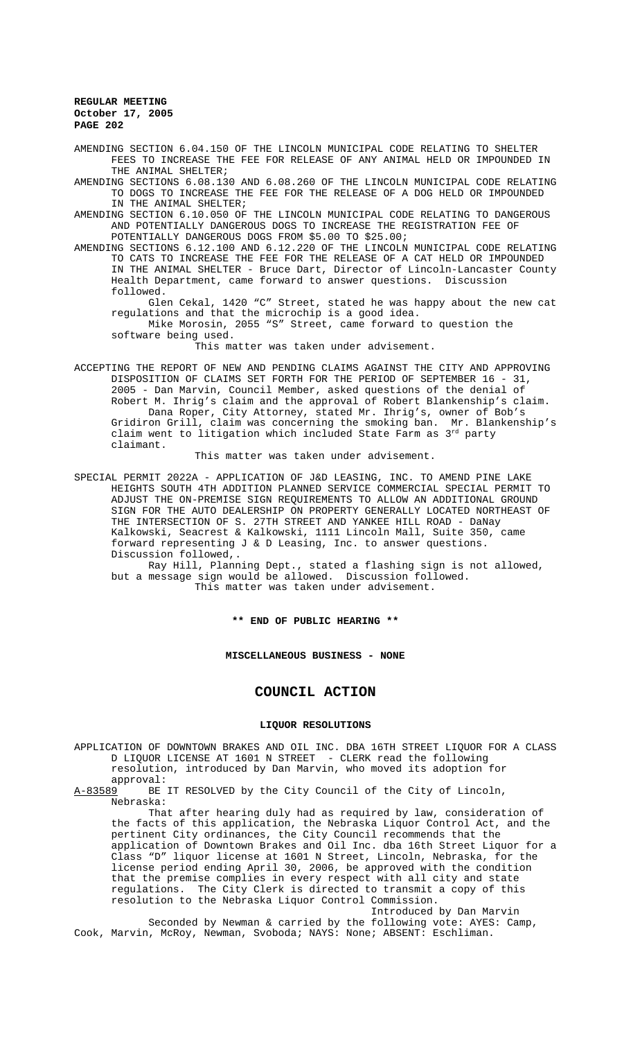AMENDING SECTION 6.04.150 OF THE LINCOLN MUNICIPAL CODE RELATING TO SHELTER FEES TO INCREASE THE FEE FOR RELEASE OF ANY ANIMAL HELD OR IMPOUNDED IN THE ANIMAL SHELTER;

AMENDING SECTIONS 6.08.130 AND 6.08.260 OF THE LINCOLN MUNICIPAL CODE RELATING TO DOGS TO INCREASE THE FEE FOR THE RELEASE OF A DOG HELD OR IMPOUNDED IN THE ANIMAL SHELTER;

AMENDING SECTION 6.10.050 OF THE LINCOLN MUNICIPAL CODE RELATING TO DANGEROUS AND POTENTIALLY DANGEROUS DOGS TO INCREASE THE REGISTRATION FEE OF POTENTIALLY DANGEROUS DOGS FROM $5.00 TO $25.00;

AMENDING SECTIONS 6.12.100 AND 6.12.220 OF THE LINCOLN MUNICIPAL CODE RELATING TO CATS TO INCREASE THE FEE FOR THE RELEASE OF A CAT HELD OR IMPOUNDED IN THE ANIMAL SHELTER - Bruce Dart, Director of Lincoln-Lancaster County Health Department, came forward to answer questions. Discussion followed.

Glen Cekal, 1420 "C" Street, stated he was happy about the new cat regulations and that the microchip is a good idea.

Mike Morosin, 2055 "S" Street, came forward to question the software being used.

This matter was taken under advisement.

ACCEPTING THE REPORT OF NEW AND PENDING CLAIMS AGAINST THE CITY AND APPROVING DISPOSITION OF CLAIMS SET FORTH FOR THE PERIOD OF SEPTEMBER 16 - 31, 2005 - Dan Marvin, Council Member, asked questions of the denial of Robert M. Ihrig's claim and the approval of Robert Blankenship's claim.

Dana Roper, City Attorney, stated Mr. Ihrig's, owner of Bob's Gridiron Grill, claim was concerning the smoking ban. Mr. Blankenship's claim went to litigation which included State Farm as 3rd party claimant.

This matter was taken under advisement.

SPECIAL PERMIT 2022A - APPLICATION OF J&D LEASING, INC. TO AMEND PINE LAKE HEIGHTS SOUTH 4TH ADDITION PLANNED SERVICE COMMERCIAL SPECIAL PERMIT TO ADJUST THE ON-PREMISE SIGN REQUIREMENTS TO ALLOW AN ADDITIONAL GROUND SIGN FOR THE AUTO DEALERSHIP ON PROPERTY GENERALLY LOCATED NORTHEAST OF THE INTERSECTION OF S. 27TH STREET AND YANKEE HILL ROAD - DaNay Kalkowski, Seacrest & Kalkowski, 1111 Lincoln Mall, Suite 350, came forward representing J & D Leasing, Inc. to answer questions. Discussion followed,.

Ray Hill, Planning Dept., stated a flashing sign is not allowed, but a message sign would be allowed. Discussion followed.

This matter was taken under advisement.

**\*\* END OF PUBLIC HEARING \*\***

**MISCELLANEOUS BUSINESS - NONE**

# COUNCIL ACTION

## LIQUOR RESOLUTIONS

APPLICATION OF DOWNTOWN BRAKES AND OIL INC. DBA 16TH STREET LIQUOR FOR A CLASS D LIQUOR LICENSE AT 1601 N STREET - CLERK read the following resolution, introduced by Dan Marvin, who moved its adoption for approval:

A-83589 BE IT RESOLVED by the City Council of the City of Lincoln, Nebraska:

That after hearing duly had as required by law, consideration of the facts of this application, the Nebraska Liquor Control Act, and the pertinent City ordinances, the City Council recommends that the application of Downtown Brakes and Oil Inc. dba 16th Street Liquor for a Class "D" liquor license at 1601 N Street, Lincoln, Nebraska, for the license period ending April 30, 2006, be approved with the condition that the premise complies in every respect with all city and state regulations. The City Clerk is directed to transmit a copy of this resolution to the Nebraska Liquor Control Commission.

Introduced by Dan Marvin

Seconded by Newman & carried by the following vote: AYES: Camp, Cook, Marvin, McRoy, Newman, Svoboda; NAYS: None; ABSENT: Eschliman.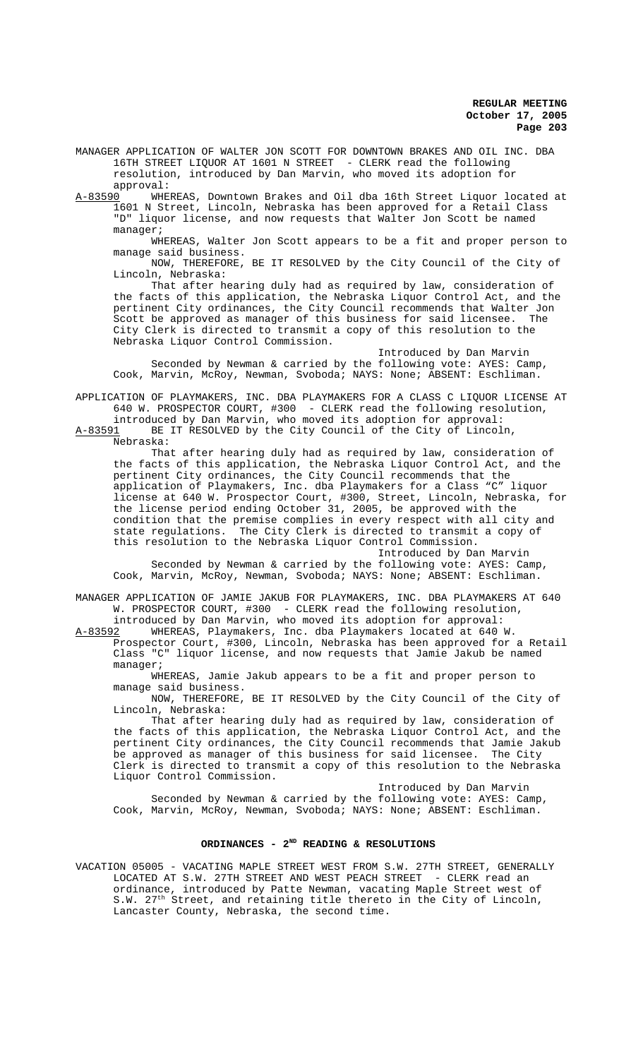MANAGER APPLICATION OF WALTER JON SCOTT FOR DOWNTOWN BRAKES AND OIL INC. DBA 16TH STREET LIQUOR AT 1601 N STREET - CLERK read the following resolution, introduced by Dan Marvin, who moved its adoption for approval:

A-83590 WHEREAS, Downtown Brakes and Oil dba 16th Street Liquor located at 1601 N Street, Lincoln, Nebraska has been approved for a Retail Class "D" liquor license, and now requests that Walter Jon Scott be named manager;

WHEREAS, Walter Jon Scott appears to be a fit and proper person to manage said business.

NOW, THEREFORE, BE IT RESOLVED by the City Council of the City of Lincoln, Nebraska:

That after hearing duly had as required by law, consideration of the facts of this application, the Nebraska Liquor Control Act, and the pertinent City ordinances, the City Council recommends that Walter Jon Scott be approved as manager of this business for said licensee. The City Clerk is directed to transmit a copy of this resolution to the Nebraska Liquor Control Commission.

Introduced by Dan Marvin

Seconded by Newman & carried by the following vote: AYES: Camp, Cook, Marvin, McRoy, Newman, Svoboda; NAYS: None; ABSENT: Eschliman.

APPLICATION OF PLAYMAKERS, INC. DBA PLAYMAKERS FOR A CLASS C LIQUOR LICENSE AT 640 W. PROSPECTOR COURT, #300 - CLERK read the following resolution, introduced by Dan Marvin, who moved its adoption for approval:

A-83591 BE IT RESOLVED by the City Council of the City of Lincoln, Nebraska:

That after hearing duly had as required by law, consideration of the facts of this application, the Nebraska Liquor Control Act, and the pertinent City ordinances, the City Council recommends that the application of Playmakers, Inc. dba Playmakers for a Class "C" liquor license at 640 W. Prospector Court, #300, Street, Lincoln, Nebraska, for the license period ending October 31, 2005, be approved with the condition that the premise complies in every respect with all city and state regulations. The City Clerk is directed to transmit a copy of this resolution to the Nebraska Liquor Control Commission.

Introduced by Dan Marvin

Seconded by Newman & carried by the following vote: AYES: Camp, Cook, Marvin, McRoy, Newman, Svoboda; NAYS: None; ABSENT: Eschliman.

MANAGER APPLICATION OF JAMIE JAKUB FOR PLAYMAKERS, INC. DBA PLAYMAKERS AT 640 W. PROSPECTOR COURT, #300 - CLERK read the following resolution, introduced by Dan Marvin, who moved its adoption for approval:

A-83592 WHEREAS, Playmakers, Inc. dba Playmakers located at 640 W. Prospector Court, #300, Lincoln, Nebraska has been approved for a Retail Class "C" liquor license, and now requests that Jamie Jakub be named manager;

WHEREAS, Jamie Jakub appears to be a fit and proper person to manage said business.

NOW, THEREFORE, BE IT RESOLVED by the City Council of the City of Lincoln, Nebraska:

That after hearing duly had as required by law, consideration of the facts of this application, the Nebraska Liquor Control Act, and the pertinent City ordinances, the City Council recommends that Jamie Jakub be approved as manager of this business for said licensee. The City Clerk is directed to transmit a copy of this resolution to the Nebraska Liquor Control Commission.

Introduced by Dan Marvin

Seconded by Newman & carried by the following vote: AYES: Camp, Cook, Marvin, McRoy, Newman, Svoboda; NAYS: None; ABSENT: Eschliman.

## ORDINANCES - 2ND READING & RESOLUTIONS

VACATION 05005 - VACATING MAPLE STREET WEST FROM S.W. 27TH STREET, GENERALLY LOCATED AT S.W. 27TH STREET AND WEST PEACH STREET - CLERK read an ordinance, introduced by Patte Newman, vacating Maple Street west of S.W. 27th Street, and retaining title thereto in the City of Lincoln, Lancaster County, Nebraska, the second time.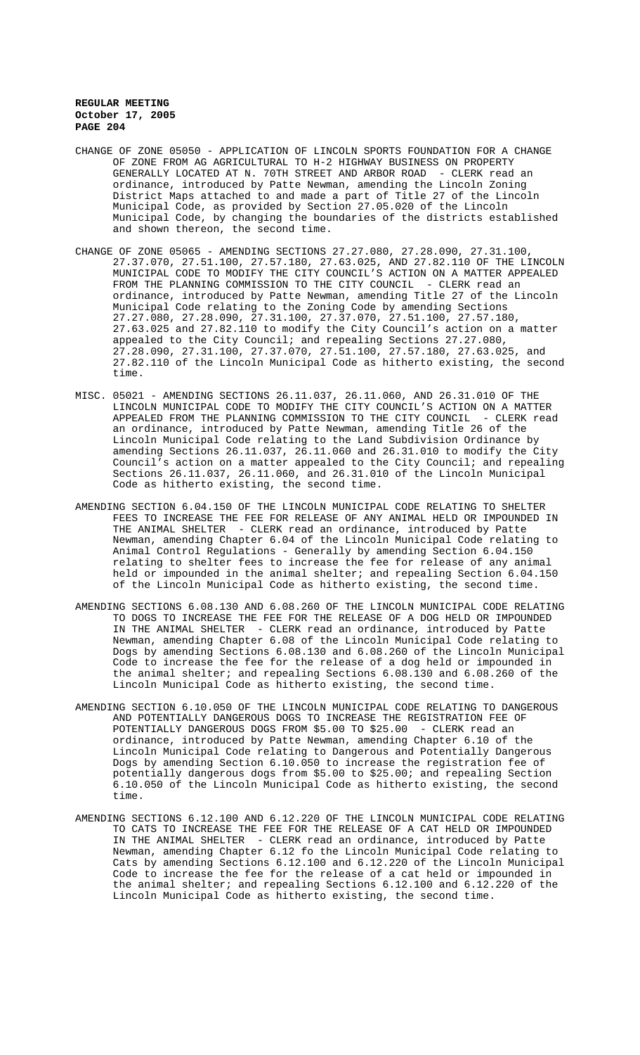CHANGE OF ZONE 05050 - APPLICATION OF LINCOLN SPORTS FOUNDATION FOR A CHANGE OF ZONE FROM AG AGRICULTURAL TO H-2 HIGHWAY BUSINESS ON PROPERTY GENERALLY LOCATED AT N. 70TH STREET AND ARBOR ROAD - CLERK read an ordinance, introduced by Patte Newman, amending the Lincoln Zoning District Maps attached to and made a part of Title 27 of the Lincoln Municipal Code, as provided by Section 27.05.020 of the Lincoln Municipal Code, by changing the boundaries of the districts established and shown thereon, the second time.

CHANGE OF ZONE 05065 - AMENDING SECTIONS 27.27.080, 27.28.090, 27.31.100, 27.37.070, 27.51.100, 27.57.180, 27.63.025, AND 27.82.110 OF THE LINCOLN MUNICIPAL CODE TO MODIFY THE CITY COUNCIL'S ACTION ON A MATTER APPEALED FROM THE PLANNING COMMISSION TO THE CITY COUNCIL - CLERK read an ordinance, introduced by Patte Newman, amending Title 27 of the Lincoln Municipal Code relating to the Zoning Code by amending Sections 27.27.080, 27.28.090, 27.31.100, 27.37.070, 27.51.100, 27.57.180, 27.63.025 and 27.82.110 to modify the City Council's action on a matter appealed to the City Council; and repealing Sections 27.27.080, 27.28.090, 27.31.100, 27.37.070, 27.51.100, 27.57.180, 27.63.025, and 27.82.110 of the Lincoln Municipal Code as hitherto existing, the second time.

MISC. 05021 - AMENDING SECTIONS 26.11.037, 26.11.060, AND 26.31.010 OF THE LINCOLN MUNICIPAL CODE TO MODIFY THE CITY COUNCIL'S ACTION ON A MATTER APPEALED FROM THE PLANNING COMMISSION TO THE CITY COUNCIL - CLERK read an ordinance, introduced by Patte Newman, amending Title 26 of the Lincoln Municipal Code relating to the Land Subdivision Ordinance by amending Sections 26.11.037, 26.11.060 and 26.31.010 to modify the City Council's action on a matter appealed to the City Council; and repealing Sections 26.11.037, 26.11.060, and 26.31.010 of the Lincoln Municipal Code as hitherto existing, the second time.

AMENDING SECTION 6.04.150 OF THE LINCOLN MUNICIPAL CODE RELATING TO SHELTER FEES TO INCREASE THE FEE FOR RELEASE OF ANY ANIMAL HELD OR IMPOUNDED IN THE ANIMAL SHELTER - CLERK read an ordinance, introduced by Patte Newman, amending Chapter 6.04 of the Lincoln Municipal Code relating to Animal Control Regulations - Generally by amending Section 6.04.150 relating to shelter fees to increase the fee for release of any animal held or impounded in the animal shelter; and repealing Section 6.04.150 of the Lincoln Municipal Code as hitherto existing, the second time.

AMENDING SECTIONS 6.08.130 AND 6.08.260 OF THE LINCOLN MUNICIPAL CODE RELATING TO DOGS TO INCREASE THE FEE FOR THE RELEASE OF A DOG HELD OR IMPOUNDED IN THE ANIMAL SHELTER - CLERK read an ordinance, introduced by Patte Newman, amending Chapter 6.08 of the Lincoln Municipal Code relating to Dogs by amending Sections 6.08.130 and 6.08.260 of the Lincoln Municipal Code to increase the fee for the release of a dog held or impounded in the animal shelter; and repealing Sections 6.08.130 and 6.08.260 of the Lincoln Municipal Code as hitherto existing, the second time.

AMENDING SECTION 6.10.050 OF THE LINCOLN MUNICIPAL CODE RELATING TO DANGEROUS AND POTENTIALLY DANGEROUS DOGS TO INCREASE THE REGISTRATION FEE OF POTENTIALLY DANGEROUS DOGS FROM $5.00 TO $25.00 - CLERK read an ordinance, introduced by Patte Newman, amending Chapter 6.10 of the Lincoln Municipal Code relating to Dangerous and Potentially Dangerous Dogs by amending Section 6.10.050 to increase the registration fee of potentially dangerous dogs from $5.00 to $25.00; and repealing Section 6.10.050 of the Lincoln Municipal Code as hitherto existing, the second time.

AMENDING SECTIONS 6.12.100 AND 6.12.220 OF THE LINCOLN MUNICIPAL CODE RELATING TO CATS TO INCREASE THE FEE FOR THE RELEASE OF A CAT HELD OR IMPOUNDED IN THE ANIMAL SHELTER - CLERK read an ordinance, introduced by Patte Newman, amending Chapter 6.12 fo the Lincoln Municipal Code relating to Cats by amending Sections 6.12.100 and 6.12.220 of the Lincoln Municipal Code to increase the fee for the release of a cat held or impounded in the animal shelter; and repealing Sections 6.12.100 and 6.12.220 of the Lincoln Municipal Code as hitherto existing, the second time.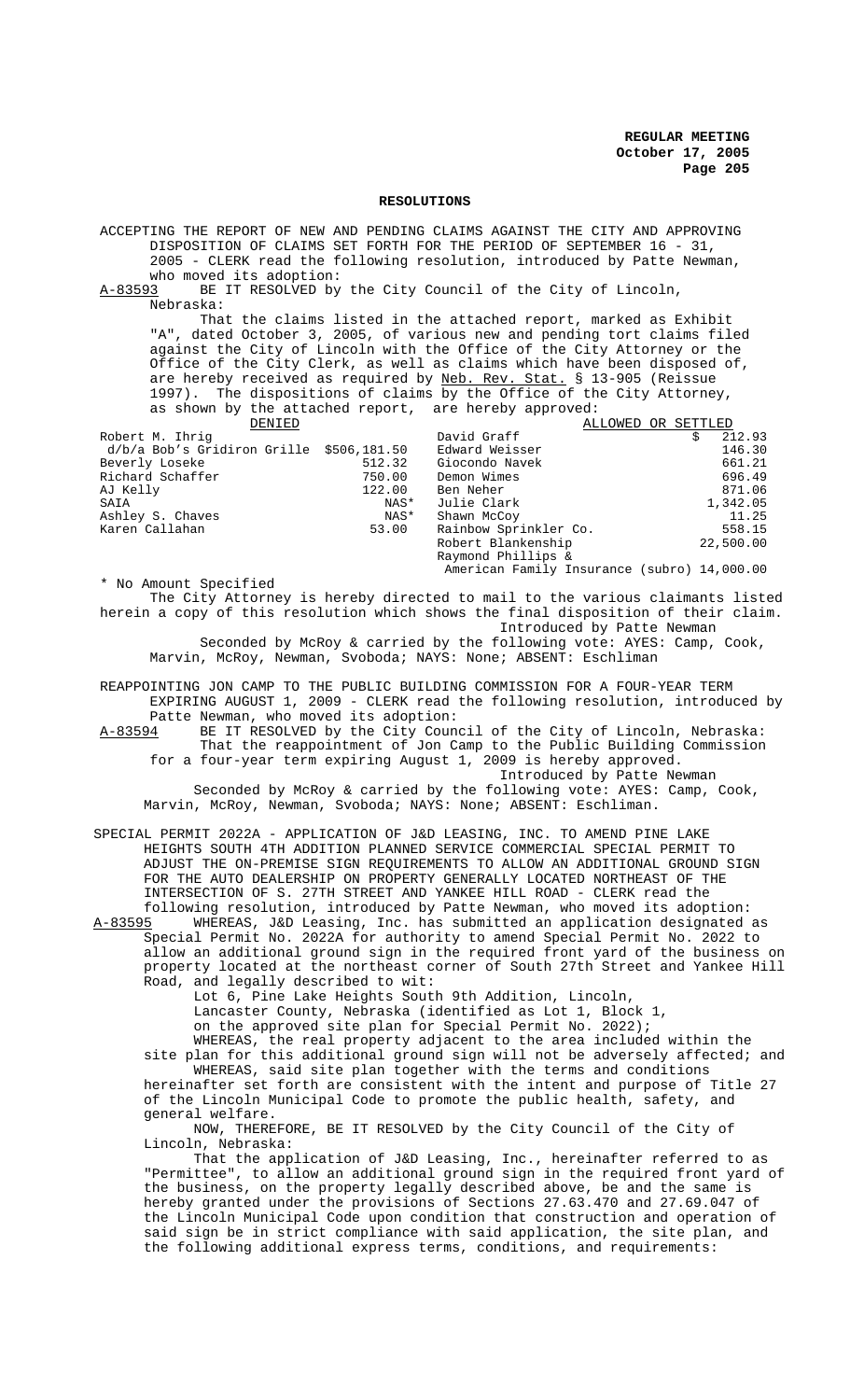## RESOLUTIONS

ACCEPTING THE REPORT OF NEW AND PENDING CLAIMS AGAINST THE CITY AND APPROVING DISPOSITION OF CLAIMS SET FORTH FOR THE PERIOD OF SEPTEMBER 16 - 31, 2005 - CLERK read the following resolution, introduced by Patte Newman, who moved its adoption:

A-83593 BE IT RESOLVED by the City Council of the City of Lincoln, Nebraska:

That the claims listed in the attached report, marked as Exhibit "A", dated October 3, 2005, of various new and pending tort claims filed against the City of Lincoln with the Office of the City Attorney or the Office of the City Clerk, as well as claims which have been disposed of, are hereby received as required by Neb. Rev. Stat. § 13-905 (Reissue 1997). The dispositions of claims by the Office of the City Attorney, as shown by the attached report, are hereby approved:

| DENIED | | ALLOWED OR SETTLED | |
|---|---|---|---|
| Robert M. Ihrig | | David Graff | $ 212.93 |
| d/b/a Bob's Gridiron Grille | $506,181.50 | Edward Weisser | 146.30 |
| Beverly Loseke | 512.32 | Giocondo Navek | 661.21 |
| Richard Schaffer | 750.00 | Demon Wimes | 696.49 |
| AJ Kelly | 122.00 | Ben Neher | 871.06 |
| SAIA | NAS* | Julie Clark | 1,342.05 |
| Ashley S. Chaves | NAS* | Shawn McCoy | 11.25 |
| Karen Callahan | 53.00 | Rainbow Sprinkler Co. | 558.15 |
| | | Robert Blankenship | 22,500.00 |
| | | Raymond Phillips & American Family Insurance (subro) | 14,000.00 |

\* No Amount Specified

The City Attorney is hereby directed to mail to the various claimants listed herein a copy of this resolution which shows the final disposition of their claim.

Introduced by Patte Newman

Seconded by McRoy & carried by the following vote: AYES: Camp, Cook, Marvin, McRoy, Newman, Svoboda; NAYS: None; ABSENT: Eschliman

REAPPOINTING JON CAMP TO THE PUBLIC BUILDING COMMISSION FOR A FOUR-YEAR TERM EXPIRING AUGUST 1, 2009 - CLERK read the following resolution, introduced by Patte Newman, who moved its adoption:

A-83594 BE IT RESOLVED by the City Council of the City of Lincoln, Nebraska:

That the reappointment of Jon Camp to the Public Building Commission for a four-year term expiring August 1, 2009 is hereby approved.

Introduced by Patte Newman

Seconded by McRoy & carried by the following vote: AYES: Camp, Cook, Marvin, McRoy, Newman, Svoboda; NAYS: None; ABSENT: Eschliman.

SPECIAL PERMIT 2022A - APPLICATION OF J&D LEASING, INC. TO AMEND PINE LAKE HEIGHTS SOUTH 4TH ADDITION PLANNED SERVICE COMMERCIAL SPECIAL PERMIT TO ADJUST THE ON-PREMISE SIGN REQUIREMENTS TO ALLOW AN ADDITIONAL GROUND SIGN FOR THE AUTO DEALERSHIP ON PROPERTY GENERALLY LOCATED NORTHEAST OF THE INTERSECTION OF S. 27TH STREET AND YANKEE HILL ROAD - CLERK read the following resolution, introduced by Patte Newman, who moved its adoption:

A-83595 WHEREAS, J&D Leasing, Inc. has submitted an application designated as Special Permit No. 2022A for authority to amend Special Permit No. 2022 to allow an additional ground sign in the required front yard of the business on property located at the northeast corner of South 27th Street and Yankee Hill Road, and legally described to wit:

Lot 6, Pine Lake Heights South 9th Addition, Lincoln, Lancaster County, Nebraska (identified as Lot 1, Block 1, on the approved site plan for Special Permit No. 2022);

WHEREAS, the real property adjacent to the area included within the site plan for this additional ground sign will not be adversely affected; and

WHEREAS, said site plan together with the terms and conditions hereinafter set forth are consistent with the intent and purpose of Title 27 of the Lincoln Municipal Code to promote the public health, safety, and general welfare.

NOW, THEREFORE, BE IT RESOLVED by the City Council of the City of Lincoln, Nebraska:

That the application of J&D Leasing, Inc., hereinafter referred to as "Permittee", to allow an additional ground sign in the required front yard of the business, on the property legally described above, be and the same is hereby granted under the provisions of Sections 27.63.470 and 27.69.047 of the Lincoln Municipal Code upon condition that construction and operation of said sign be in strict compliance with said application, the site plan, and the following additional express terms, conditions, and requirements: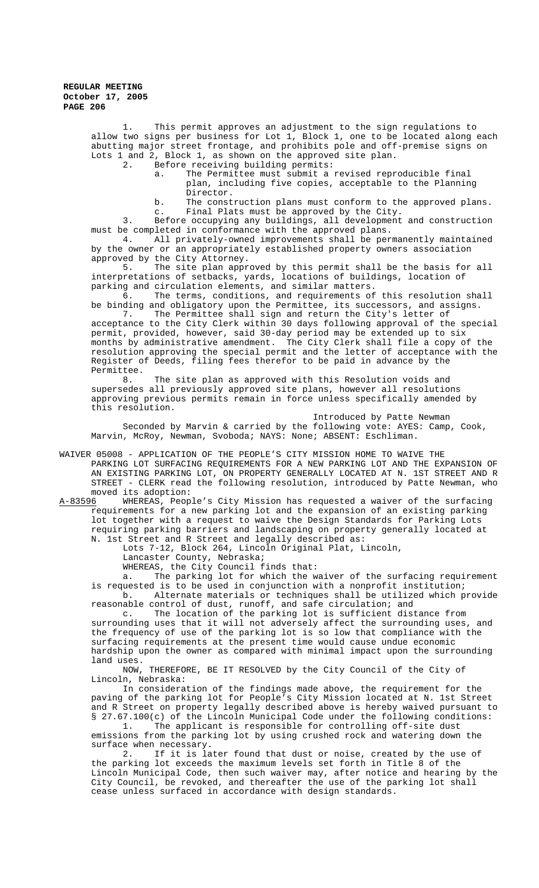1. This permit approves an adjustment to the sign regulations to allow two signs per business for Lot 1, Block 1, one to be located along each abutting major street frontage, and prohibits pole and off-premise signs on Lots 1 and 2, Block 1, as shown on the approved site plan.

2. Before receiving building permits:

   a. The Permittee must submit a revised reproducible final plan, including five copies, acceptable to the Planning Director.

   b. The construction plans must conform to the approved plans.

   c. Final Plats must be approved by the City.

3. Before occupying any buildings, all development and construction must be completed in conformance with the approved plans.

4. All privately-owned improvements shall be permanently maintained by the owner or an appropriately established property owners association approved by the City Attorney.

5. The site plan approved by this permit shall be the basis for all interpretations of setbacks, yards, locations of buildings, location of parking and circulation elements, and similar matters.

6. The terms, conditions, and requirements of this resolution shall be binding and obligatory upon the Permittee, its successors, and assigns.

7. The Permittee shall sign and return the City's letter of acceptance to the City Clerk within 30 days following approval of the special permit, provided, however, said 30-day period may be extended up to six months by administrative amendment. The City Clerk shall file a copy of the resolution approving the special permit and the letter of acceptance with the Register of Deeds, filing fees therefor to be paid in advance by the Permittee.

8. The site plan as approved with this Resolution voids and supersedes all previously approved site plans, however all resolutions approving previous permits remain in force unless specifically amended by this resolution.

Introduced by Patte Newman

Seconded by Marvin & carried by the following vote: AYES: Camp, Cook, Marvin, McRoy, Newman, Svoboda; NAYS: None; ABSENT: Eschliman.

WAIVER 05008 - APPLICATION OF THE PEOPLE'S CITY MISSION HOME TO WAIVE THE PARKING LOT SURFACING REQUIREMENTS FOR A NEW PARKING LOT AND THE EXPANSION OF AN EXISTING PARKING LOT, ON PROPERTY GENERALLY LOCATED AT N. 1ST STREET AND R STREET - CLERK read the following resolution, introduced by Patte Newman, who moved its adoption:

A-83596 WHEREAS, People's City Mission has requested a waiver of the surfacing requirements for a new parking lot and the expansion of an existing parking lot together with a request to waive the Design Standards for Parking Lots requiring parking barriers and landscaping on property generally located at N. 1st Street and R Street and legally described as:

Lots 7-12, Block 264, Lincoln Original Plat, Lincoln, Lancaster County, Nebraska;

WHEREAS, the City Council finds that:

a. The parking lot for which the waiver of the surfacing requirement is requested is to be used in conjunction with a nonprofit institution;

b. Alternate materials or techniques shall be utilized which provide reasonable control of dust, runoff, and safe circulation; and

c. The location of the parking lot is sufficient distance from surrounding uses that it will not adversely affect the surrounding uses, and the frequency of use of the parking lot is so low that compliance with the surfacing requirements at the present time would cause undue economic hardship upon the owner as compared with minimal impact upon the surrounding land uses.

NOW, THEREFORE, BE IT RESOLVED by the City Council of the City of Lincoln, Nebraska:

In consideration of the findings made above, the requirement for the paving of the parking lot for People's City Mission located at N. 1st Street and R Street on property legally described above is hereby waived pursuant to § 27.67.100(c) of the Lincoln Municipal Code under the following conditions:

1. The applicant is responsible for controlling off-site dust emissions from the parking lot by using crushed rock and watering down the surface when necessary.

2. If it is later found that dust or noise, created by the use of the parking lot exceeds the maximum levels set forth in Title 8 of the Lincoln Municipal Code, then such waiver may, after notice and hearing by the City Council, be revoked, and thereafter the use of the parking lot shall cease unless surfaced in accordance with design standards.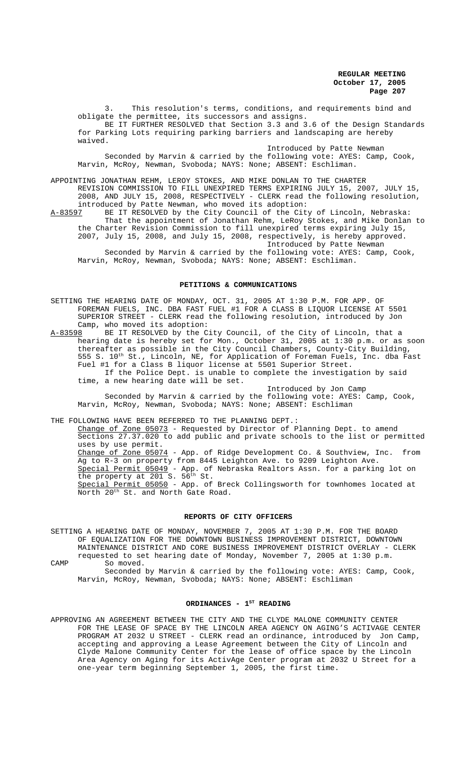3. This resolution's terms, conditions, and requirements bind and obligate the permittee, its successors and assigns.

BE IT FURTHER RESOLVED that Section 3.3 and 3.6 of the Design Standards for Parking Lots requiring parking barriers and landscaping are hereby waived.

Introduced by Patte Newman

Seconded by Marvin & carried by the following vote: AYES: Camp, Cook, Marvin, McRoy, Newman, Svoboda; NAYS: None; ABSENT: Eschliman.

APPOINTING JONATHAN REHM, LEROY STOKES, AND MIKE DONLAN TO THE CHARTER REVISION COMMISSION TO FILL UNEXPIRED TERMS EXPIRING JULY 15, 2007, JULY 15, 2008, AND JULY 15, 2008, RESPECTIVELY - CLERK read the following resolution, introduced by Patte Newman, who moved its adoption:

A-83597 BE IT RESOLVED by the City Council of the City of Lincoln, Nebraska:

That the appointment of Jonathan Rehm, LeRoy Stokes, and Mike Donlan to the Charter Revision Commission to fill unexpired terms expiring July 15, 2007, July 15, 2008, and July 15, 2008, respectively, is hereby approved.

Introduced by Patte Newman

Seconded by Marvin & carried by the following vote: AYES: Camp, Cook, Marvin, McRoy, Newman, Svoboda; NAYS: None; ABSENT: Eschliman.

## PETITIONS & COMMUNICATIONS

SETTING THE HEARING DATE OF MONDAY, OCT. 31, 2005 AT 1:30 P.M. FOR APP. OF FOREMAN FUELS, INC. DBA FAST FUEL #1 FOR A CLASS B LIQUOR LICENSE AT 5501 SUPERIOR STREET - CLERK read the following resolution, introduced by Jon Camp, who moved its adoption:

A-83598 BE IT RESOLVED by the City Council, of the City of Lincoln, that a hearing date is hereby set for Mon., October 31, 2005 at 1:30 p.m. or as soon thereafter as possible in the City Council Chambers, County-City Building, 555 S. 10th St., Lincoln, NE, for Application of Foreman Fuels, Inc. dba Fast Fuel #1 for a Class B liquor license at 5501 Superior Street.

If the Police Dept. is unable to complete the investigation by said time, a new hearing date will be set.

Introduced by Jon Camp

Seconded by Marvin & carried by the following vote: AYES: Camp, Cook, Marvin, McRoy, Newman, Svoboda; NAYS: None; ABSENT: Eschliman

THE FOLLOWING HAVE BEEN REFERRED TO THE PLANNING DEPT.:

Change of Zone 05073 - Requested by Director of Planning Dept. to amend Sections 27.37.020 to add public and private schools to the list or permitted uses by use permit.

Change of Zone 05074 - App. of Ridge Development Co. & Southview, Inc. from Ag to R-3 on property from 8445 Leighton Ave. to 9209 Leighton Ave.

Special Permit 05049 - App. of Nebraska Realtors Assn. for a parking lot on the property at 201 S. 56th St.

Special Permit 05050 - App. of Breck Collingsworth for townhomes located at North 20th St. and North Gate Road.

## REPORTS OF CITY OFFICERS

SETTING A HEARING DATE OF MONDAY, NOVEMBER 7, 2005 AT 1:30 P.M. FOR THE BOARD OF EQUALIZATION FOR THE DOWNTOWN BUSINESS IMPROVEMENT DISTRICT, DOWNTOWN MAINTENANCE DISTRICT AND CORE BUSINESS IMPROVEMENT DISTRICT OVERLAY - CLERK requested to set hearing date of Monday, November 7, 2005 at 1:30 p.m.

CAMP So moved.

Seconded by Marvin & carried by the following vote: AYES: Camp, Cook, Marvin, McRoy, Newman, Svoboda; NAYS: None; ABSENT: Eschliman

## ORDINANCES - 1ST READING

APPROVING AN AGREEMENT BETWEEN THE CITY AND THE CLYDE MALONE COMMUNITY CENTER FOR THE LEASE OF SPACE BY THE LINCOLN AREA AGENCY ON AGING'S ACTIVAGE CENTER PROGRAM AT 2032 U STREET - CLERK read an ordinance, introduced by Jon Camp, accepting and approving a Lease Agreement between the City of Lincoln and Clyde Malone Community Center for the lease of office space by the Lincoln Area Agency on Aging for its ActivAge Center program at 2032 U Street for a one-year term beginning September 1, 2005, the first time.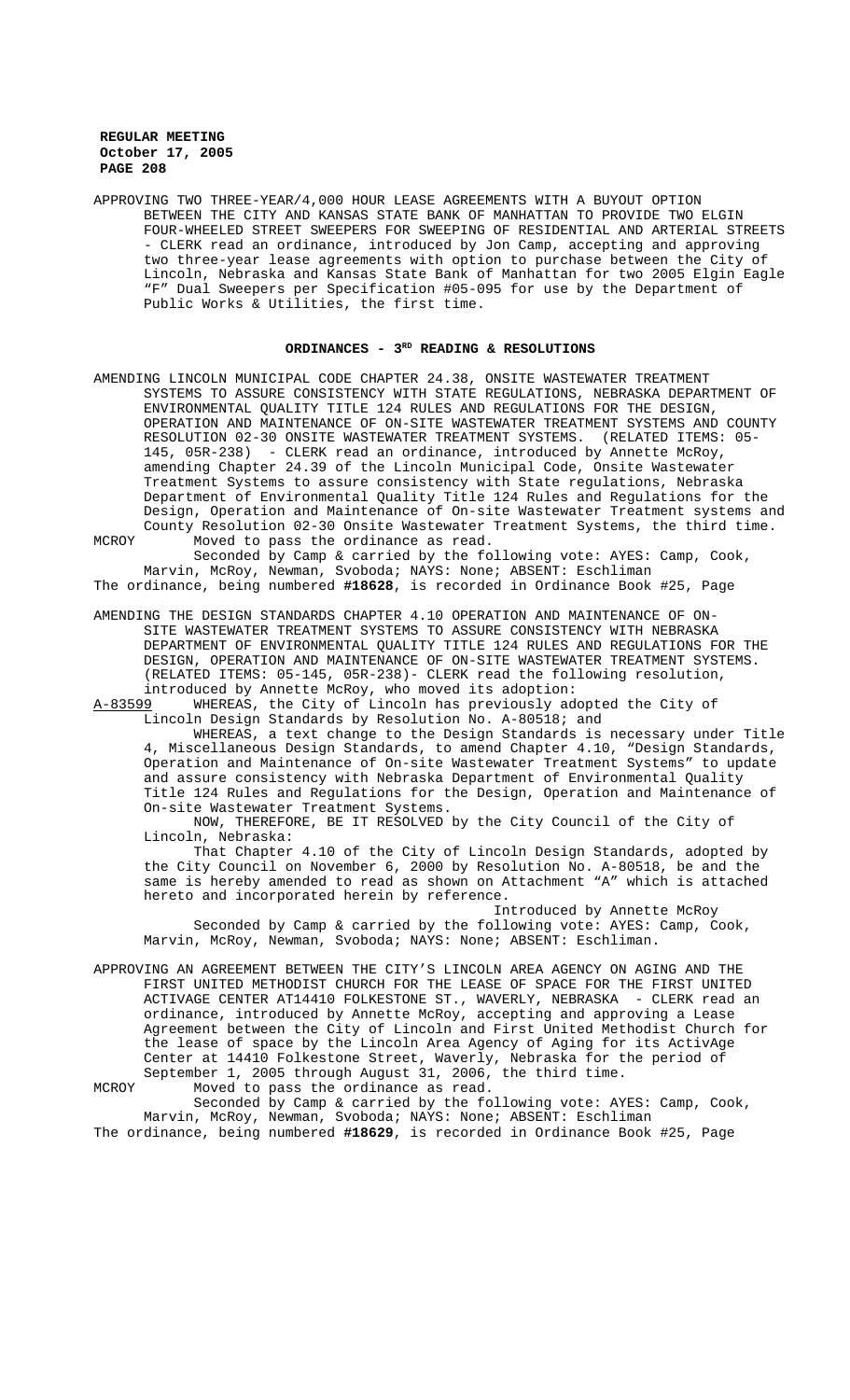APPROVING TWO THREE-YEAR/4,000 HOUR LEASE AGREEMENTS WITH A BUYOUT OPTION BETWEEN THE CITY AND KANSAS STATE BANK OF MANHATTAN TO PROVIDE TWO ELGIN FOUR-WHEELED STREET SWEEPERS FOR SWEEPING OF RESIDENTIAL AND ARTERIAL STREETS - CLERK read an ordinance, introduced by Jon Camp, accepting and approving two three-year lease agreements with option to purchase between the City of Lincoln, Nebraska and Kansas State Bank of Manhattan for two 2005 Elgin Eagle "F" Dual Sweepers per Specification #05-095 for use by the Department of Public Works & Utilities, the first time.

## ORDINANCES - 3RD READING & RESOLUTIONS

AMENDING LINCOLN MUNICIPAL CODE CHAPTER 24.38, ONSITE WASTEWATER TREATMENT SYSTEMS TO ASSURE CONSISTENCY WITH STATE REGULATIONS, NEBRASKA DEPARTMENT OF ENVIRONMENTAL QUALITY TITLE 124 RULES AND REGULATIONS FOR THE DESIGN, OPERATION AND MAINTENANCE OF ON-SITE WASTEWATER TREATMENT SYSTEMS AND COUNTY RESOLUTION 02-30 ONSITE WASTEWATER TREATMENT SYSTEMS. (RELATED ITEMS: 05-145, 05R-238) - CLERK read an ordinance, introduced by Annette McRoy, amending Chapter 24.39 of the Lincoln Municipal Code, Onsite Wastewater Treatment Systems to assure consistency with State regulations, Nebraska Department of Environmental Quality Title 124 Rules and Regulations for the Design, Operation and Maintenance of On-site Wastewater Treatment systems and County Resolution 02-30 Onsite Wastewater Treatment Systems, the third time.

MCROY Moved to pass the ordinance as read.

Seconded by Camp & carried by the following vote: AYES: Camp, Cook, Marvin, McRoy, Newman, Svoboda; NAYS: None; ABSENT: Eschliman

The ordinance, being numbered **#18628**, is recorded in Ordinance Book #25, Page

AMENDING THE DESIGN STANDARDS CHAPTER 4.10 OPERATION AND MAINTENANCE OF ON-SITE WASTEWATER TREATMENT SYSTEMS TO ASSURE CONSISTENCY WITH NEBRASKA DEPARTMENT OF ENVIRONMENTAL QUALITY TITLE 124 RULES AND REGULATIONS FOR THE DESIGN, OPERATION AND MAINTENANCE OF ON-SITE WASTEWATER TREATMENT SYSTEMS. (RELATED ITEMS: 05-145, 05R-238)- CLERK read the following resolution, introduced by Annette McRoy, who moved its adoption:

A-83599 WHEREAS, the City of Lincoln has previously adopted the City of Lincoln Design Standards by Resolution No. A-80518; and

WHEREAS, a text change to the Design Standards is necessary under Title 4, Miscellaneous Design Standards, to amend Chapter 4.10, "Design Standards, Operation and Maintenance of On-site Wastewater Treatment Systems" to update and assure consistency with Nebraska Department of Environmental Quality Title 124 Rules and Regulations for the Design, Operation and Maintenance of On-site Wastewater Treatment Systems.

NOW, THEREFORE, BE IT RESOLVED by the City Council of the City of Lincoln, Nebraska:

That Chapter 4.10 of the City of Lincoln Design Standards, adopted by the City Council on November 6, 2000 by Resolution No. A-80518, be and the same is hereby amended to read as shown on Attachment "A" which is attached hereto and incorporated herein by reference.

Introduced by Annette McRoy

Seconded by Camp & carried by the following vote: AYES: Camp, Cook, Marvin, McRoy, Newman, Svoboda; NAYS: None; ABSENT: Eschliman.

APPROVING AN AGREEMENT BETWEEN THE CITY'S LINCOLN AREA AGENCY ON AGING AND THE FIRST UNITED METHODIST CHURCH FOR THE LEASE OF SPACE FOR THE FIRST UNITED ACTIVAGE CENTER AT14410 FOLKESTONE ST., WAVERLY, NEBRASKA - CLERK read an ordinance, introduced by Annette McRoy, accepting and approving a Lease Agreement between the City of Lincoln and First United Methodist Church for the lease of space by the Lincoln Area Agency of Aging for its ActivAge Center at 14410 Folkestone Street, Waverly, Nebraska for the period of September 1, 2005 through August 31, 2006, the third time.

MCROY Moved to pass the ordinance as read.

Seconded by Camp & carried by the following vote: AYES: Camp, Cook, Marvin, McRoy, Newman, Svoboda; NAYS: None; ABSENT: Eschliman

The ordinance, being numbered **#18629**, is recorded in Ordinance Book #25, Page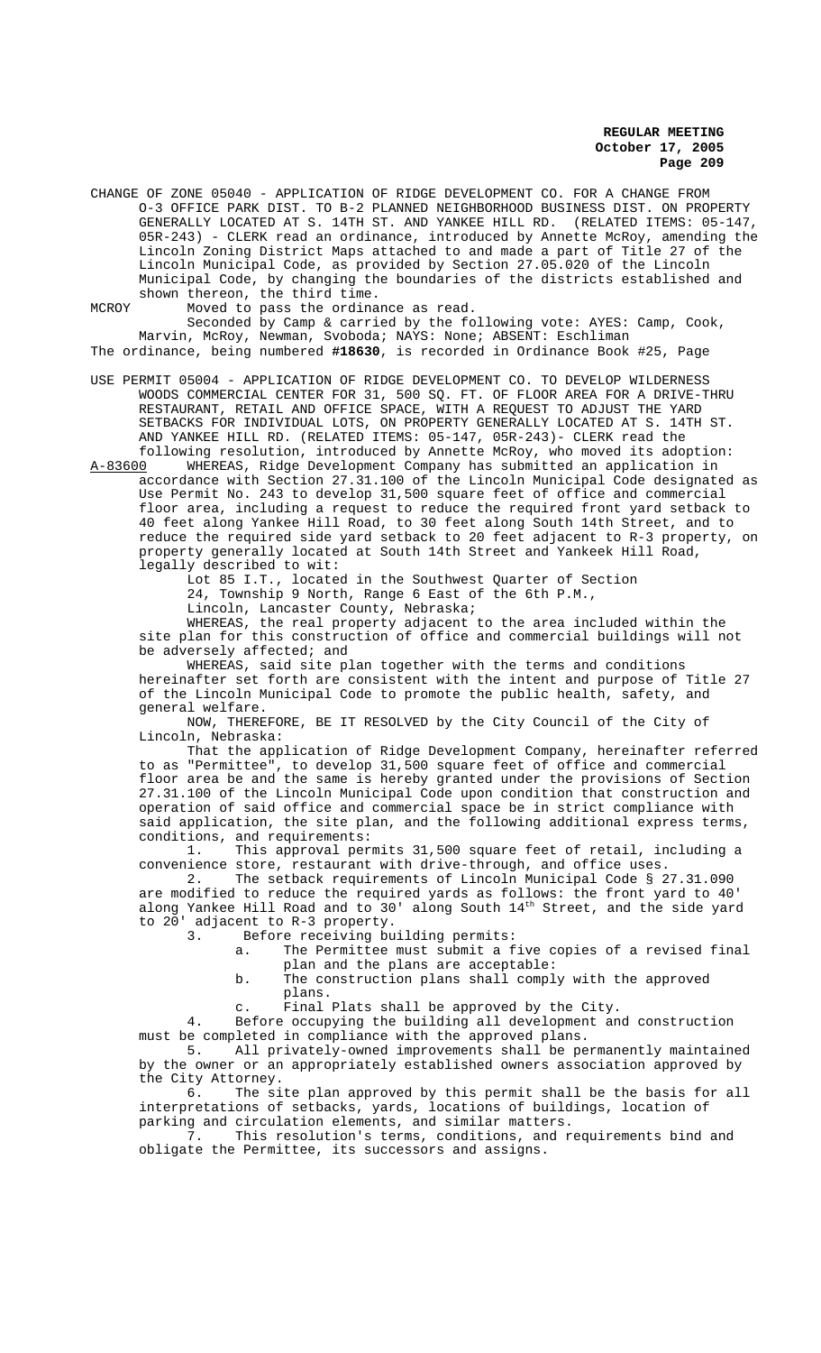CHANGE OF ZONE 05040 - APPLICATION OF RIDGE DEVELOPMENT CO. FOR A CHANGE FROM O-3 OFFICE PARK DIST. TO B-2 PLANNED NEIGHBORHOOD BUSINESS DIST. ON PROPERTY GENERALLY LOCATED AT S. 14TH ST. AND YANKEE HILL RD. (RELATED ITEMS: 05-147, 05R-243) - CLERK read an ordinance, introduced by Annette McRoy, amending the Lincoln Zoning District Maps attached to and made a part of Title 27 of the Lincoln Municipal Code, as provided by Section 27.05.020 of the Lincoln Municipal Code, by changing the boundaries of the districts established and shown thereon, the third time.

MCROY Moved to pass the ordinance as read.

Seconded by Camp & carried by the following vote: AYES: Camp, Cook, Marvin, McRoy, Newman, Svoboda; NAYS: None; ABSENT: Eschliman

The ordinance, being numbered **#18630**, is recorded in Ordinance Book #25, Page

USE PERMIT 05004 - APPLICATION OF RIDGE DEVELOPMENT CO. TO DEVELOP WILDERNESS WOODS COMMERCIAL CENTER FOR 31, 500 SQ. FT. OF FLOOR AREA FOR A DRIVE-THRU RESTAURANT, RETAIL AND OFFICE SPACE, WITH A REQUEST TO ADJUST THE YARD SETBACKS FOR INDIVIDUAL LOTS, ON PROPERTY GENERALLY LOCATED AT S. 14TH ST. AND YANKEE HILL RD. (RELATED ITEMS: 05-147, 05R-243)- CLERK read the following resolution, introduced by Annette McRoy, who moved its adoption:

A-83600 WHEREAS, Ridge Development Company has submitted an application in accordance with Section 27.31.100 of the Lincoln Municipal Code designated as Use Permit No. 243 to develop 31,500 square feet of office and commercial floor area, including a request to reduce the required front yard setback to 40 feet along Yankee Hill Road, to 30 feet along South 14th Street, and to reduce the required side yard setback to 20 feet adjacent to R-3 property, on property generally located at South 14th Street and Yankeek Hill Road, legally described to wit:

Lot 85 I.T., located in the Southwest Quarter of Section 24, Township 9 North, Range 6 East of the 6th P.M., Lincoln, Lancaster County, Nebraska;

WHEREAS, the real property adjacent to the area included within the site plan for this construction of office and commercial buildings will not be adversely affected; and

WHEREAS, said site plan together with the terms and conditions hereinafter set forth are consistent with the intent and purpose of Title 27 of the Lincoln Municipal Code to promote the public health, safety, and general welfare.

NOW, THEREFORE, BE IT RESOLVED by the City Council of the City of Lincoln, Nebraska:

That the application of Ridge Development Company, hereinafter referred to as "Permittee", to develop 31,500 square feet of office and commercial floor area be and the same is hereby granted under the provisions of Section 27.31.100 of the Lincoln Municipal Code upon condition that construction and operation of said office and commercial space be in strict compliance with said application, the site plan, and the following additional express terms, conditions, and requirements:

1. This approval permits 31,500 square feet of retail, including a convenience store, restaurant with drive-through, and office uses.

2. The setback requirements of Lincoln Municipal Code § 27.31.090 are modified to reduce the required yards as follows: the front yard to 40' along Yankee Hill Road and to 30' along South 14th Street, and the side yard to 20' adjacent to R-3 property.

3. Before receiving building permits:
   a. The Permittee must submit a five copies of a revised final plan and the plans are acceptable:
   b. The construction plans shall comply with the approved plans.
   c. Final Plats shall be approved by the City.

4. Before occupying the building all development and construction must be completed in compliance with the approved plans.

5. All privately-owned improvements shall be permanently maintained by the owner or an appropriately established owners association approved by the City Attorney.

6. The site plan approved by this permit shall be the basis for all interpretations of setbacks, yards, locations of buildings, location of parking and circulation elements, and similar matters.

7. This resolution's terms, conditions, and requirements bind and obligate the Permittee, its successors and assigns.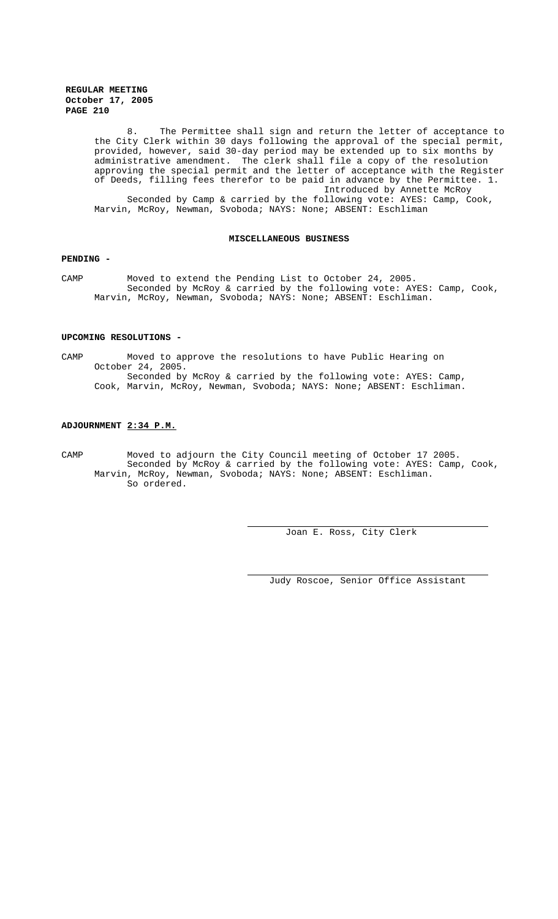8. The Permittee shall sign and return the letter of acceptance to the City Clerk within 30 days following the approval of the special permit, provided, however, said 30-day period may be extended up to six months by administrative amendment. The clerk shall file a copy of the resolution approving the special permit and the letter of acceptance with the Register of Deeds, filling fees therefor to be paid in advance by the Permittee. 1.

Introduced by Annette McRoy

Seconded by Camp & carried by the following vote: AYES: Camp, Cook, Marvin, McRoy, Newman, Svoboda; NAYS: None; ABSENT: Eschliman

## MISCELLANEOUS BUSINESS

**PENDING -**

CAMP Moved to extend the Pending List to October 24, 2005.
Seconded by McRoy & carried by the following vote: AYES: Camp, Cook, Marvin, McRoy, Newman, Svoboda; NAYS: None; ABSENT: Eschliman.

**UPCOMING RESOLUTIONS -**

CAMP Moved to approve the resolutions to have Public Hearing on October 24, 2005.
Seconded by McRoy & carried by the following vote: AYES: Camp, Cook, Marvin, McRoy, Newman, Svoboda; NAYS: None; ABSENT: Eschliman.

**ADJOURNMENT 2:34 P.M.**

CAMP Moved to adjourn the City Council meeting of October 17 2005.
Seconded by McRoy & carried by the following vote: AYES: Camp, Cook, Marvin, McRoy, Newman, Svoboda; NAYS: None; ABSENT: Eschliman.
So ordered.

Joan E. Ross, City Clerk

Judy Roscoe, Senior Office Assistant